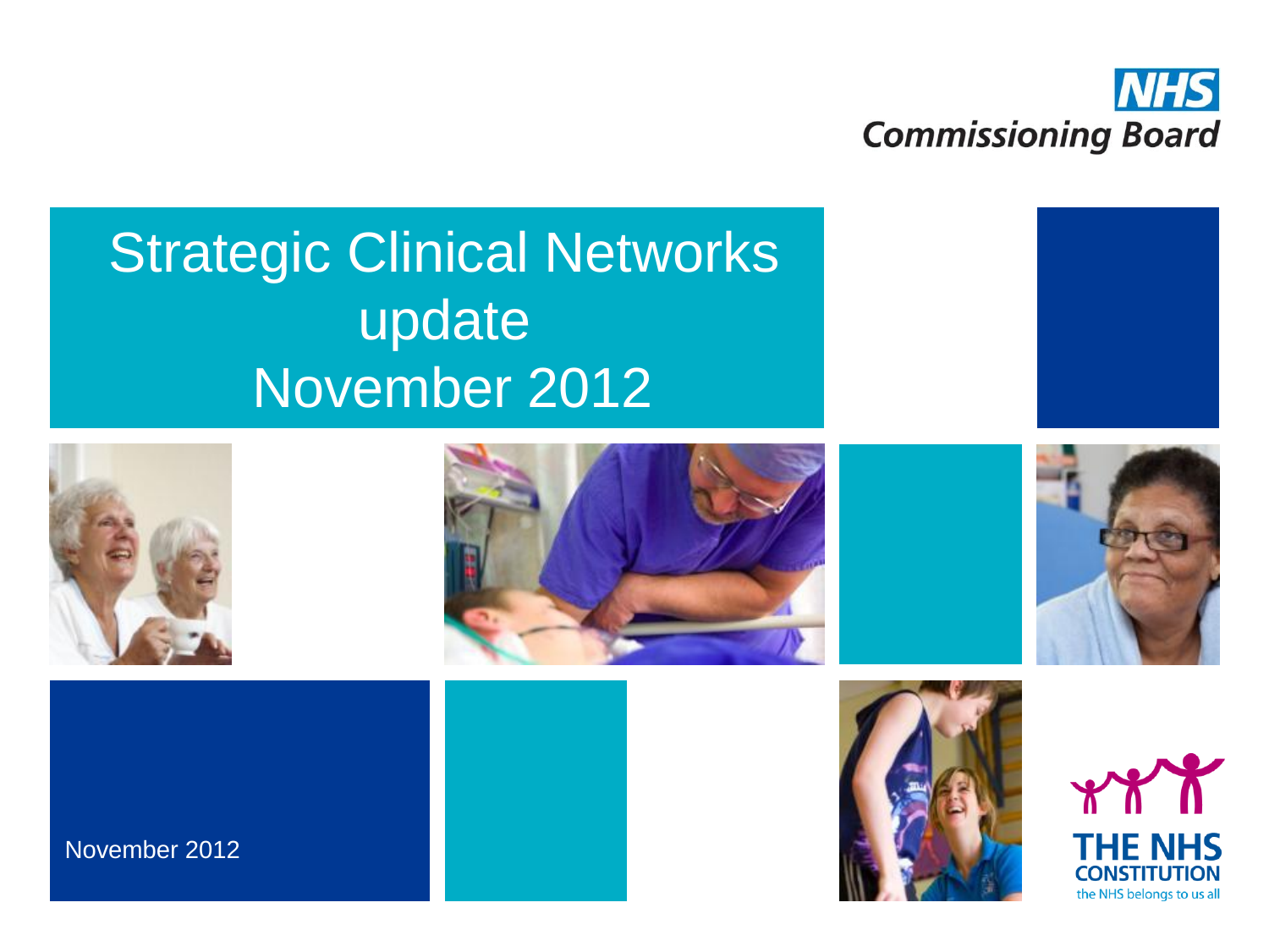NHS Commissioning Board

# Strategic Clinical Networks update November 2012

November 2012

THE NHS CONSTITUTION
the NHS belongs to us all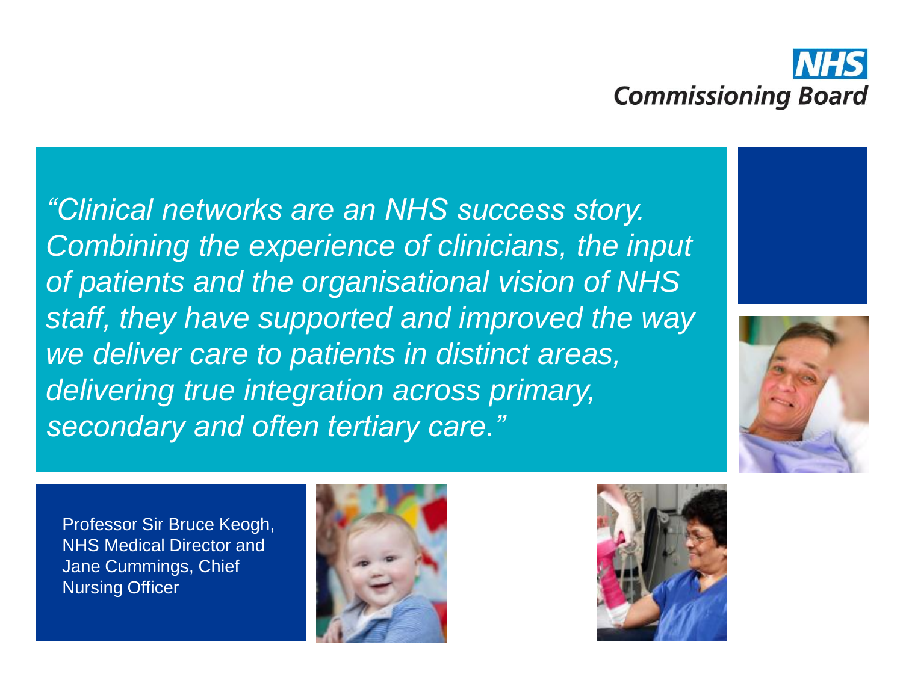*"Clinical networks are an NHS success story. Combining the experience of clinicians, the input of patients and the organisational vision of NHS staff, they have supported and improved the way we deliver care to patients in distinct areas, delivering true integration across primary, secondary and often tertiary care."*

Professor Sir Bruce Keogh, NHS Medical Director and Jane Cummings, Chief Nursing Officer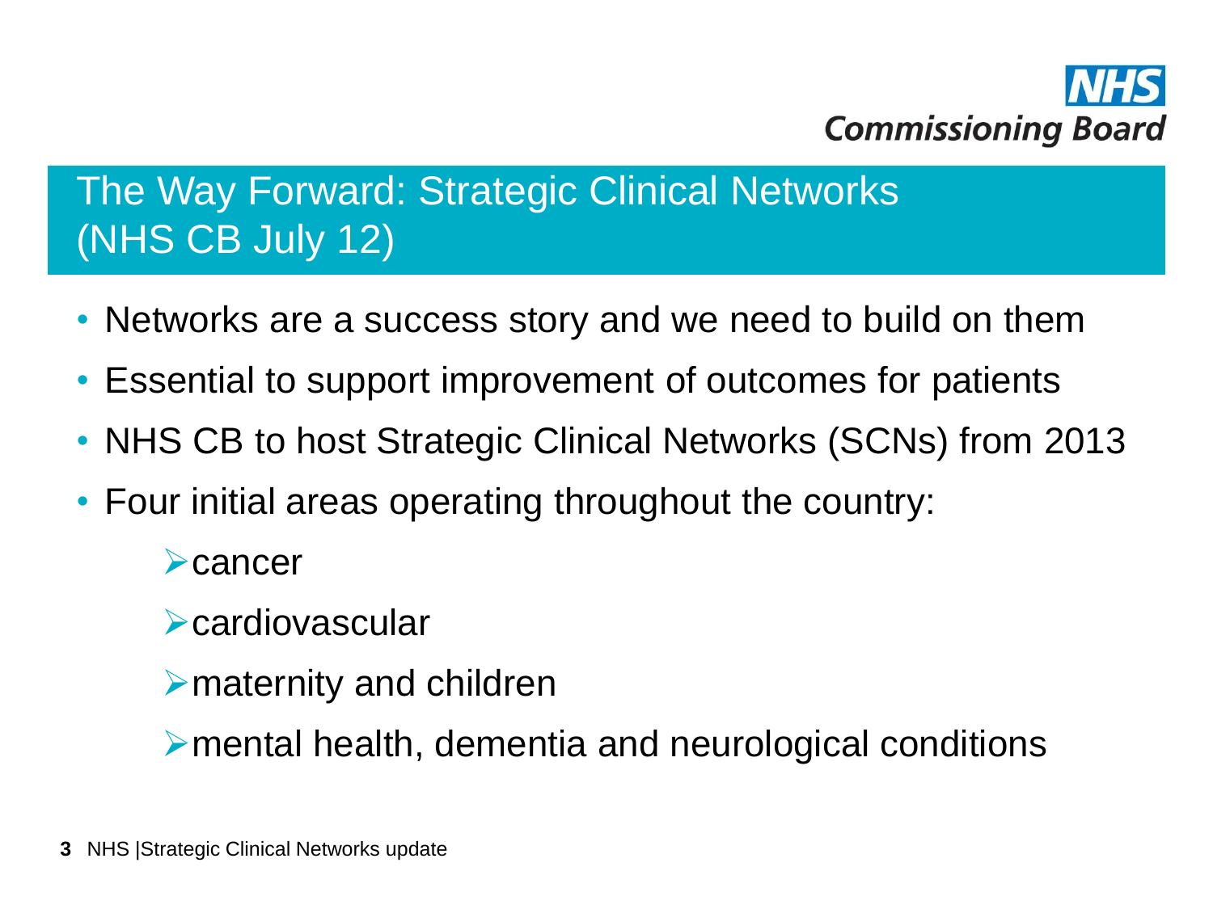## The Way Forward: Strategic Clinical Networks (NHS CB July 12)

- Networks are a success story and we need to build on them
- Essential to support improvement of outcomes for patients
- NHS CB to host Strategic Clinical Networks (SCNs) from 2013
- Four initial areas operating throughout the country:
  - cancer
  - cardiovascular
  - maternity and children
  - mental health, dementia and neurological conditions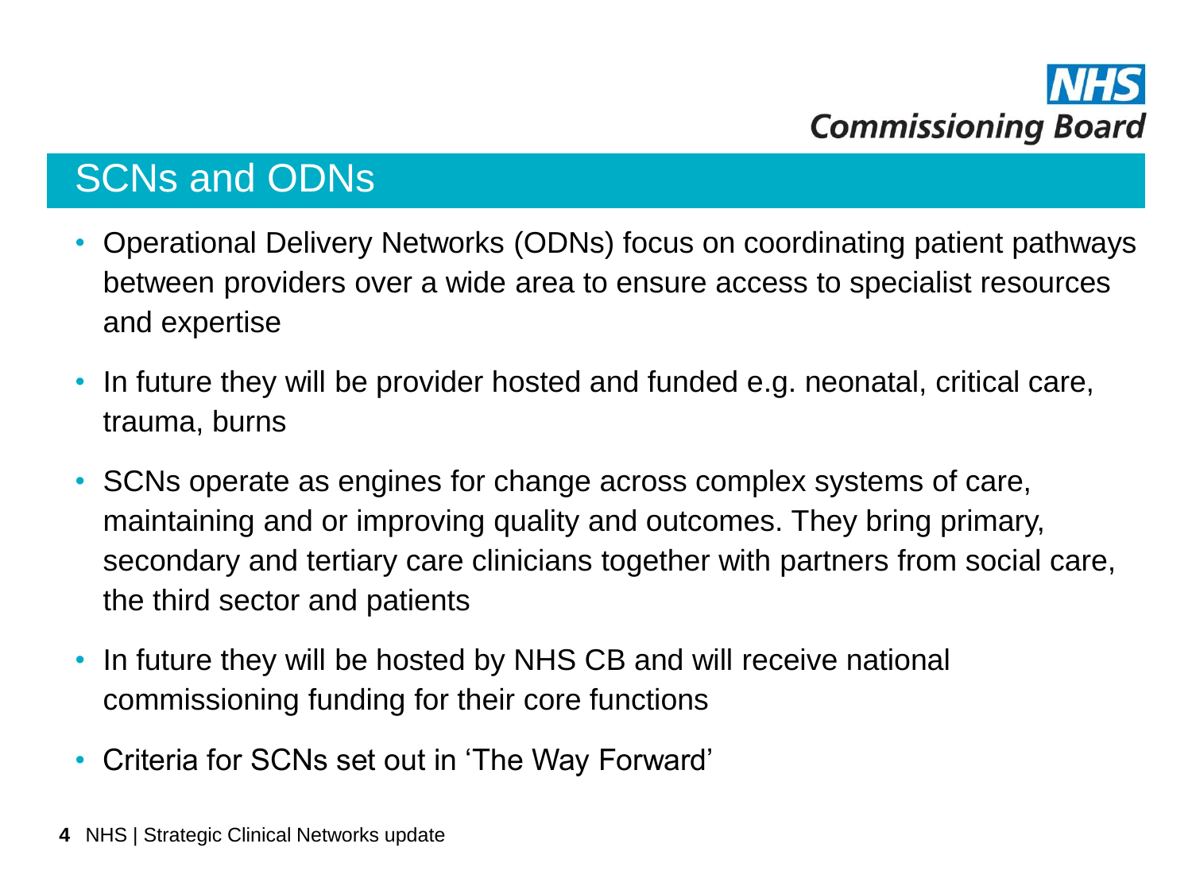## SCNs and ODNs

- Operational Delivery Networks (ODNs) focus on coordinating patient pathways between providers over a wide area to ensure access to specialist resources and expertise
- In future they will be provider hosted and funded e.g. neonatal, critical care, trauma, burns
- SCNs operate as engines for change across complex systems of care, maintaining and or improving quality and outcomes. They bring primary, secondary and tertiary care clinicians together with partners from social care, the third sector and patients
- In future they will be hosted by NHS CB and will receive national commissioning funding for their core functions
- Criteria for SCNs set out in 'The Way Forward'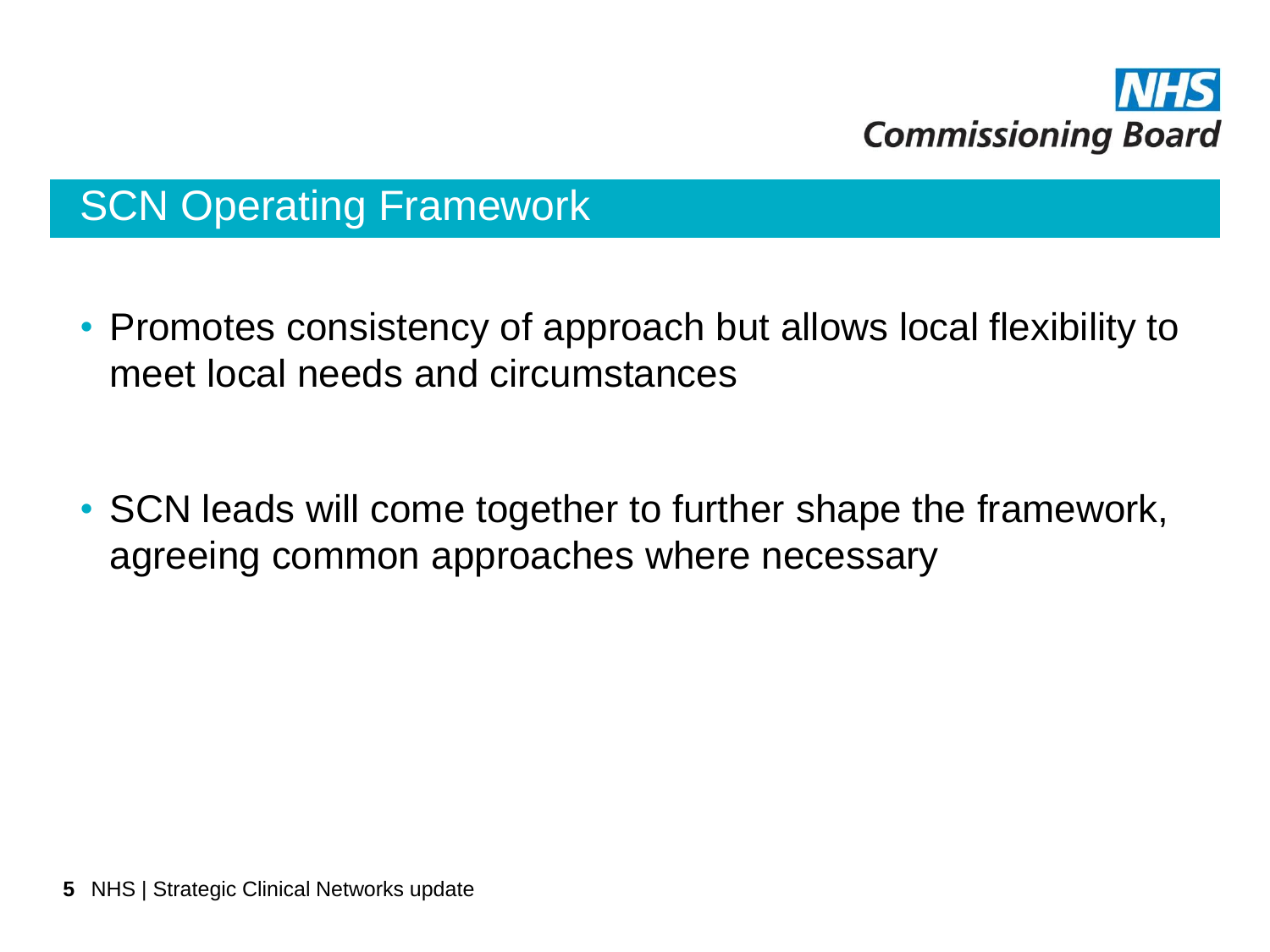# SCN Operating Framework

- Promotes consistency of approach but allows local flexibility to meet local needs and circumstances

- SCN leads will come together to further shape the framework, agreeing common approaches where necessary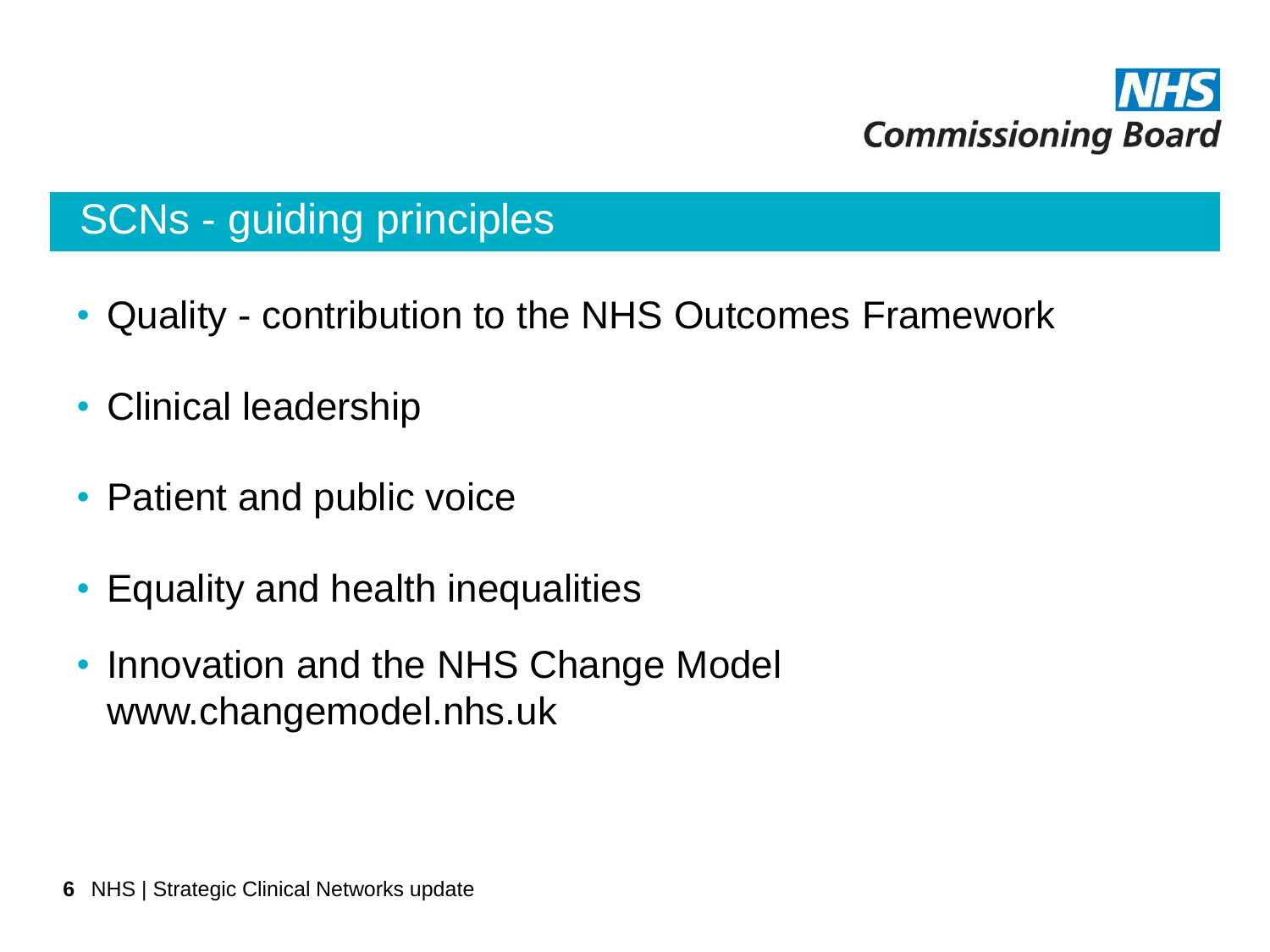## SCNs - guiding principles

- Quality - contribution to the NHS Outcomes Framework
- Clinical leadership
- Patient and public voice
- Equality and health inequalities
- Innovation and the NHS Change Model
  www.changemodel.nhs.uk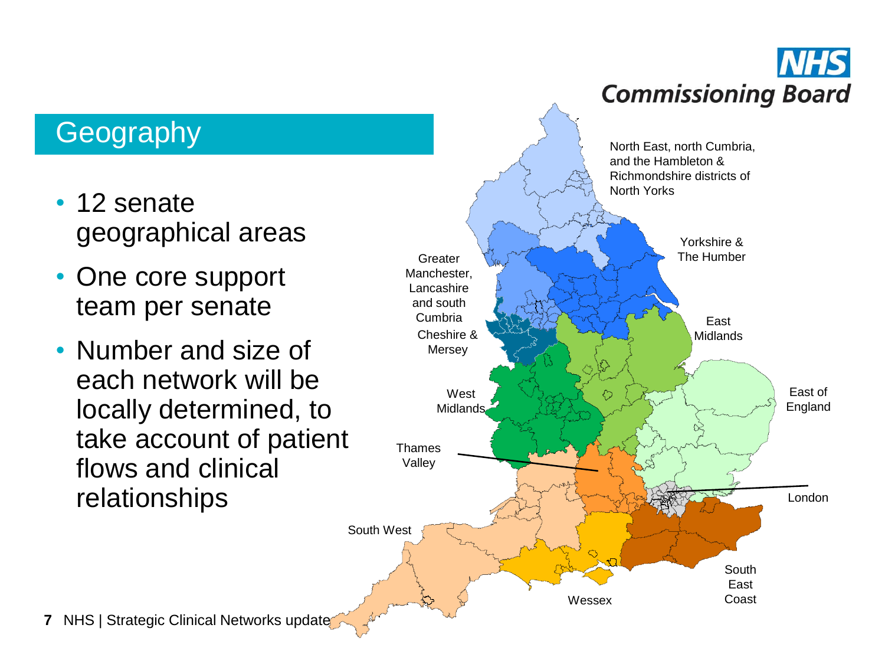## Geography

- 12 senate geographical areas
- One core support team per senate
- Number and size of each network will be locally determined, to take account of patient flows and clinical relationships

North East, north Cumbria, and the Hambleton & Richmondshire districts of North Yorks

Yorkshire & The Humber

Greater Manchester, Lancashire and south Cumbria

Cheshire & Mersey

East Midlands

East of England

West Midlands

Thames Valley

London

South West

Wessex

South East Coast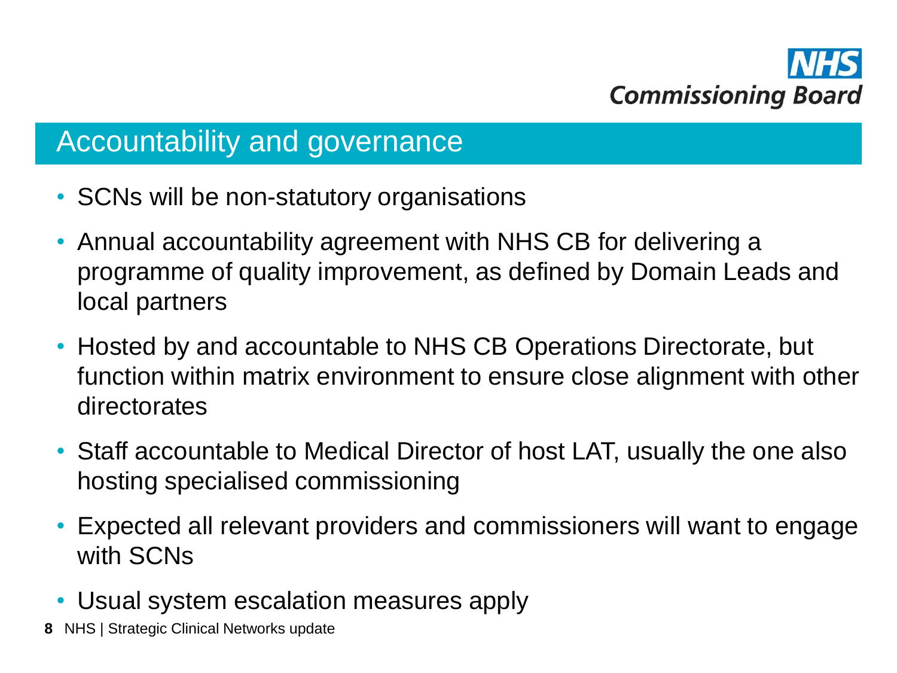## Accountability and governance

- SCNs will be non-statutory organisations
- Annual accountability agreement with NHS CB for delivering a programme of quality improvement, as defined by Domain Leads and local partners
- Hosted by and accountable to NHS CB Operations Directorate, but function within matrix environment to ensure close alignment with other directorates
- Staff accountable to Medical Director of host LAT, usually the one also hosting specialised commissioning
- Expected all relevant providers and commissioners will want to engage with SCNs
- Usual system escalation measures apply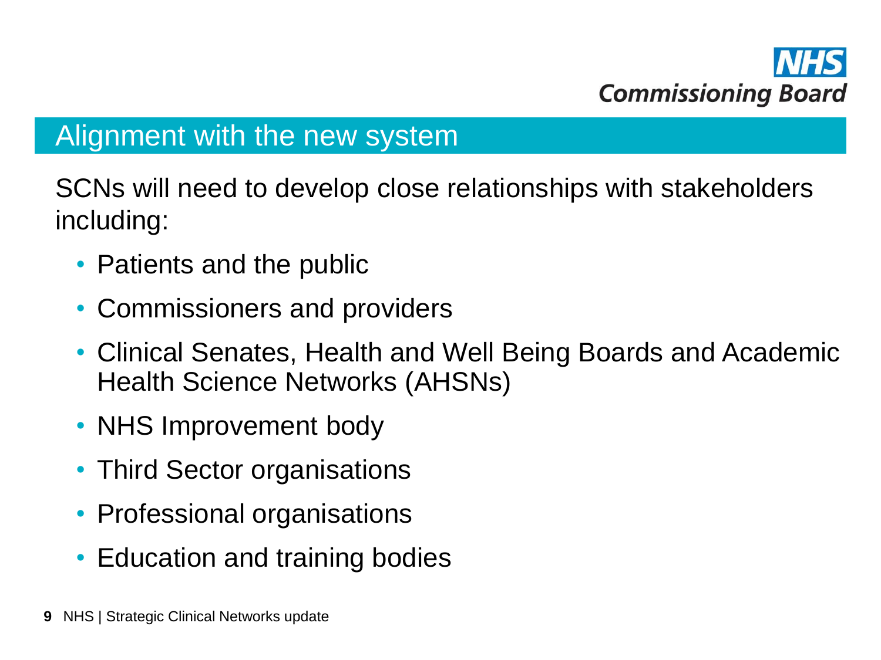## Alignment with the new system

SCNs will need to develop close relationships with stakeholders including:

- Patients and the public
- Commissioners and providers
- Clinical Senates, Health and Well Being Boards and Academic Health Science Networks (AHSNs)
- NHS Improvement body
- Third Sector organisations
- Professional organisations
- Education and training bodies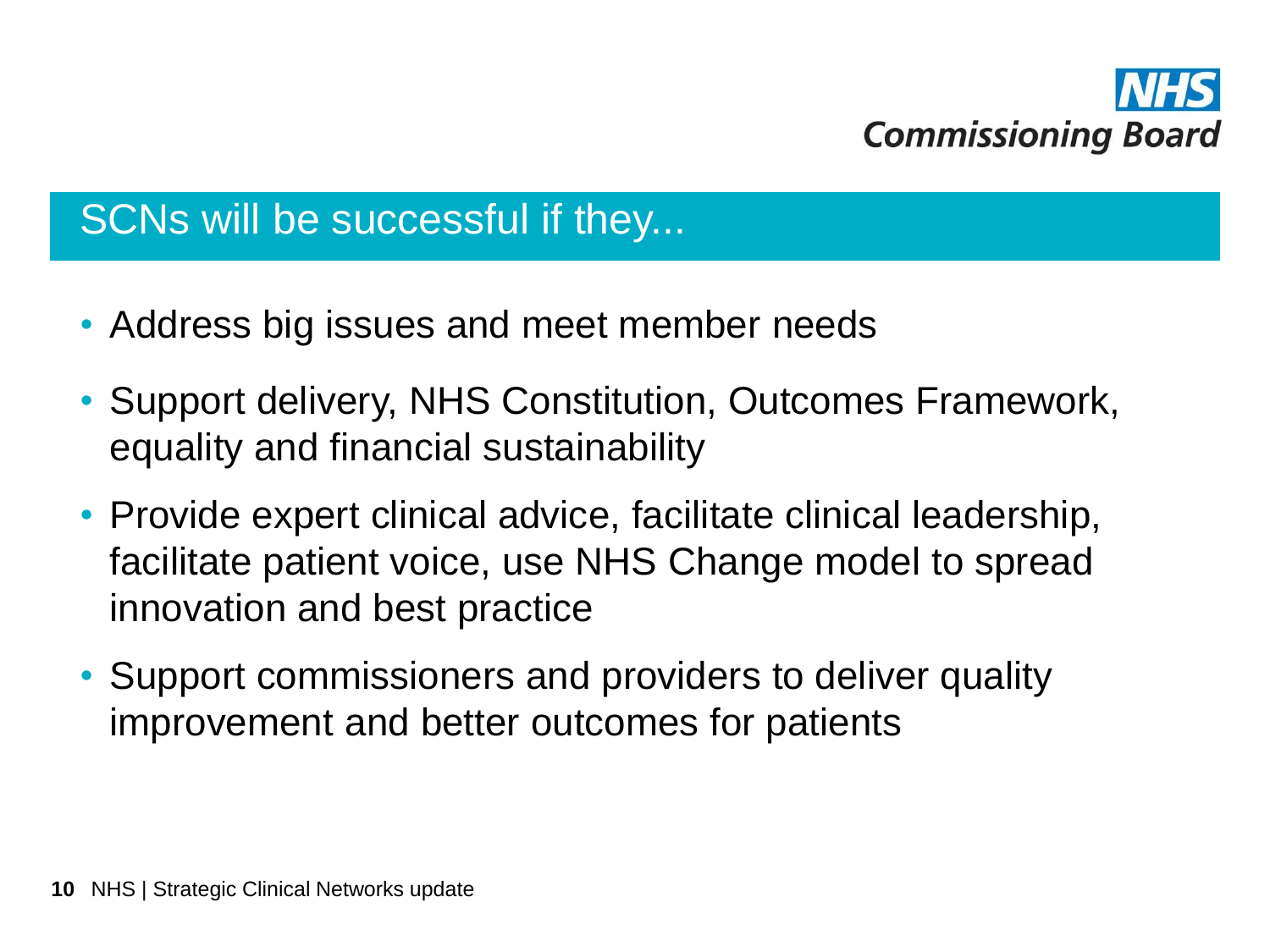## SCNs will be successful if they...

- Address big issues and meet member needs
- Support delivery, NHS Constitution, Outcomes Framework, equality and financial sustainability
- Provide expert clinical advice, facilitate clinical leadership, facilitate patient voice, use NHS Change model to spread innovation and best practice
- Support commissioners and providers to deliver quality improvement and better outcomes for patients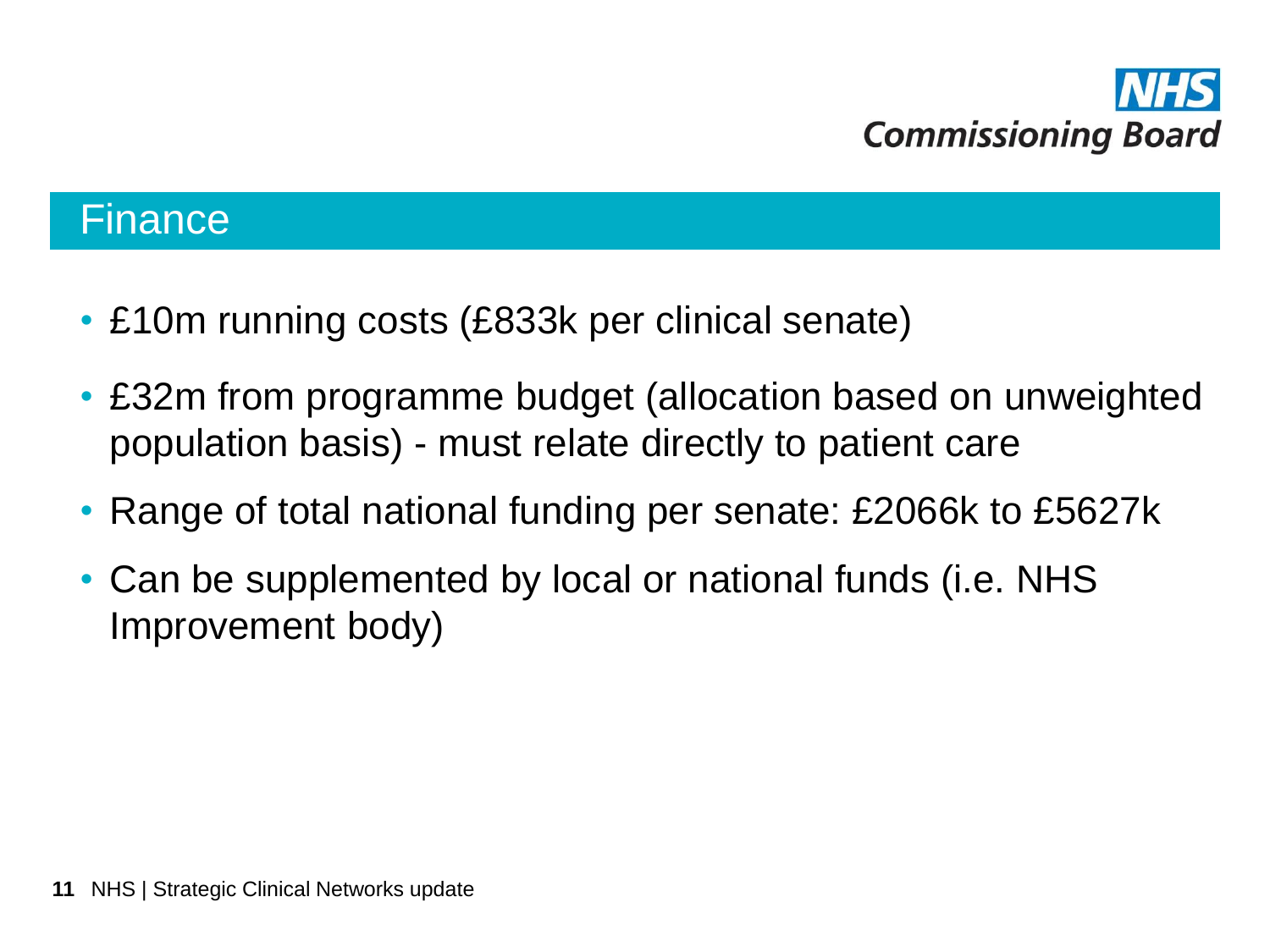## Finance

- £10m running costs (£833k per clinical senate)
- £32m from programme budget (allocation based on unweighted population basis) - must relate directly to patient care
- Range of total national funding per senate: £2066k to £5627k
- Can be supplemented by local or national funds (i.e. NHS Improvement body)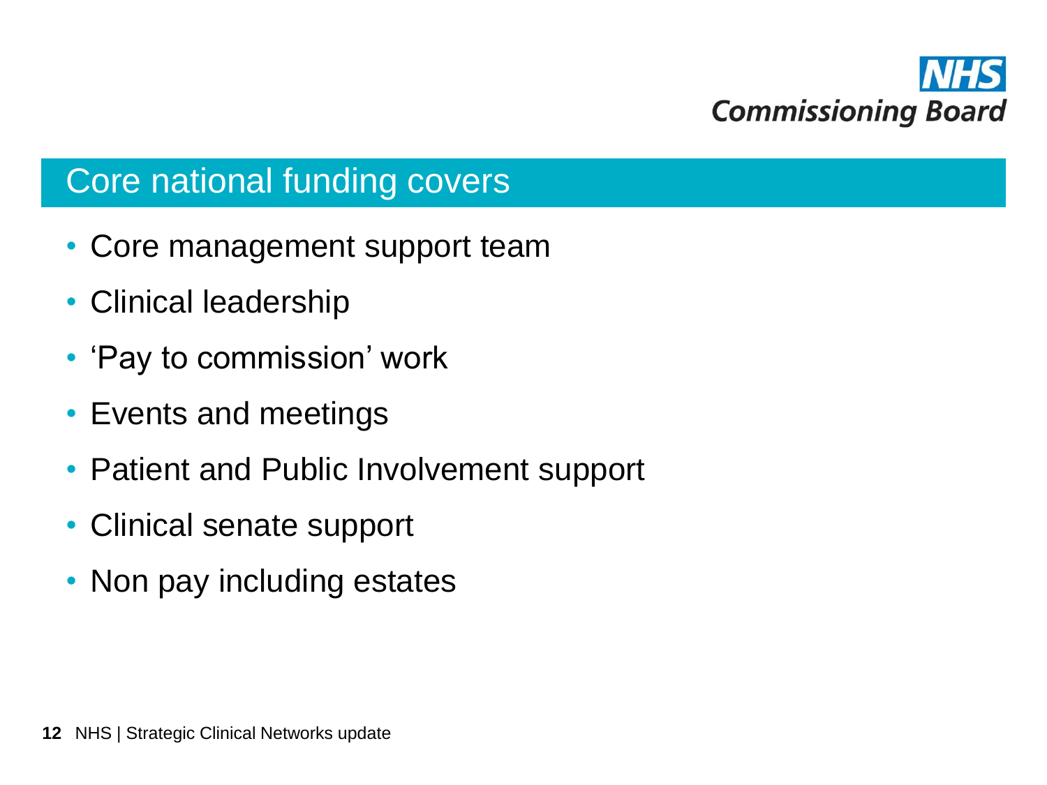## Core national funding covers

- Core management support team
- Clinical leadership
- 'Pay to commission' work
- Events and meetings
- Patient and Public Involvement support
- Clinical senate support
- Non pay including estates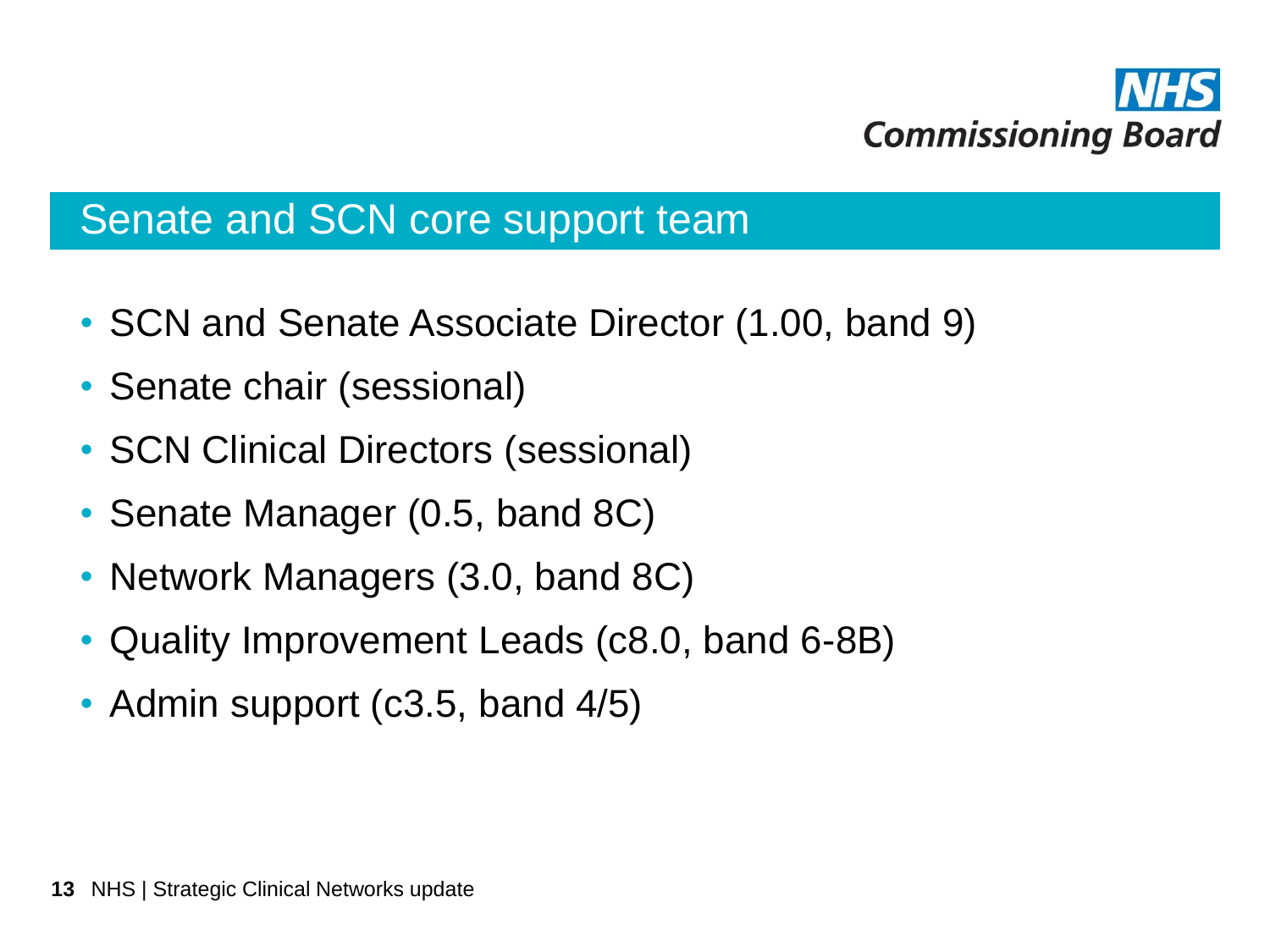## Senate and SCN core support team

- SCN and Senate Associate Director (1.00, band 9)
- Senate chair (sessional)
- SCN Clinical Directors (sessional)
- Senate Manager (0.5, band 8C)
- Network Managers (3.0, band 8C)
- Quality Improvement Leads (c8.0, band 6-8B)
- Admin support (c3.5, band 4/5)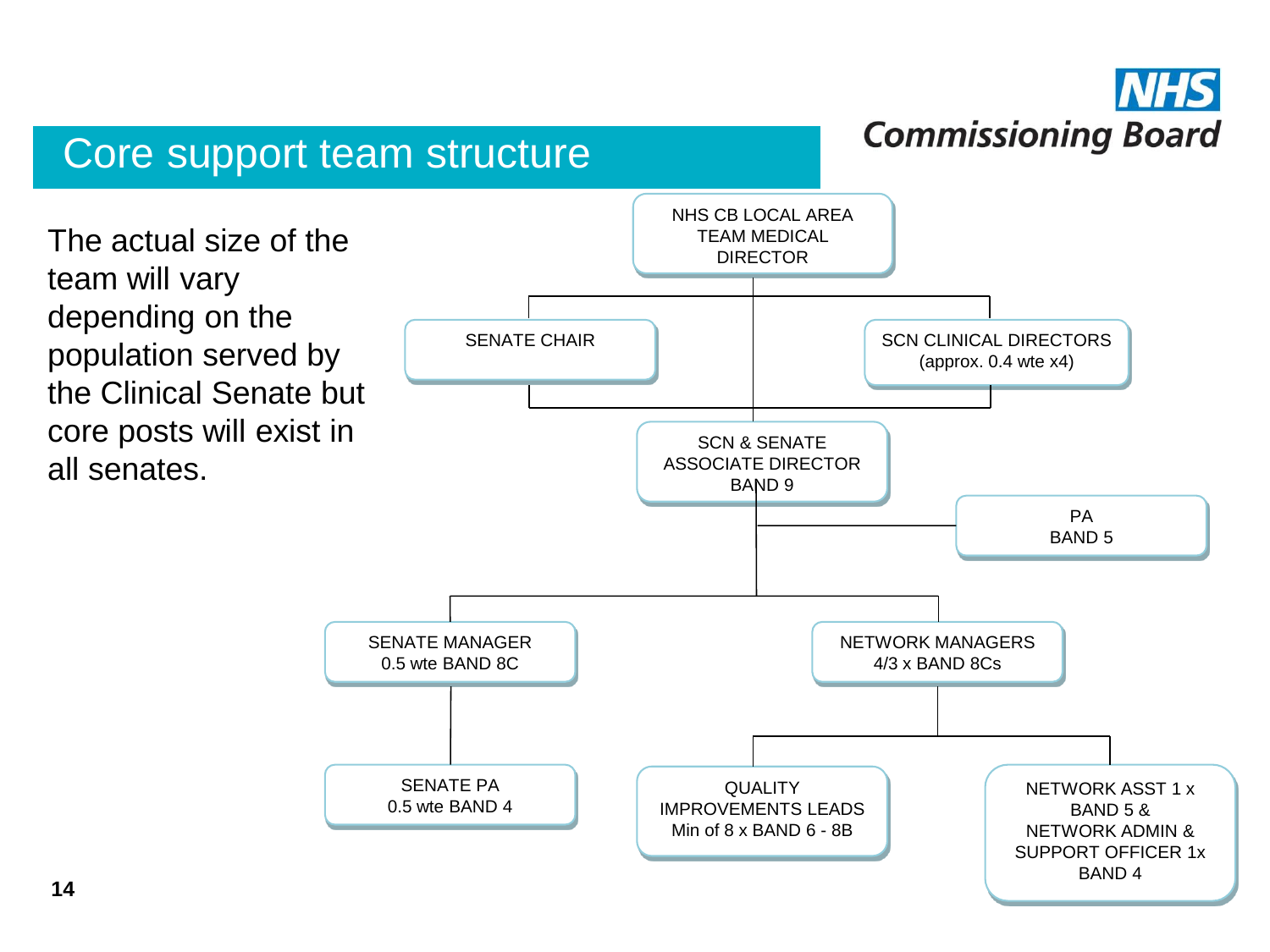# Core support team structure

The actual size of the team will vary depending on the population served by the Clinical Senate but core posts will exist in all senates.

- NHS CB LOCAL AREA TEAM MEDICAL DIRECTOR
  - SENATE CHAIR
  - SCN CLINICAL DIRECTORS (approx. 0.4 wte x4)
  - SCN & SENATE ASSOCIATE DIRECTOR BAND 9
    - PA BAND 5
    - SENATE MANAGER 0.5 wte BAND 8C
      - SENATE PA 0.5 wte BAND 4
    - NETWORK MANAGERS 4/3 x BAND 8Cs
      - QUALITY IMPROVEMENTS LEADS Min of 8 x BAND 6 - 8B
      - NETWORK ASST 1 x BAND 5 & NETWORK ADMIN & SUPPORT OFFICER 1x BAND 4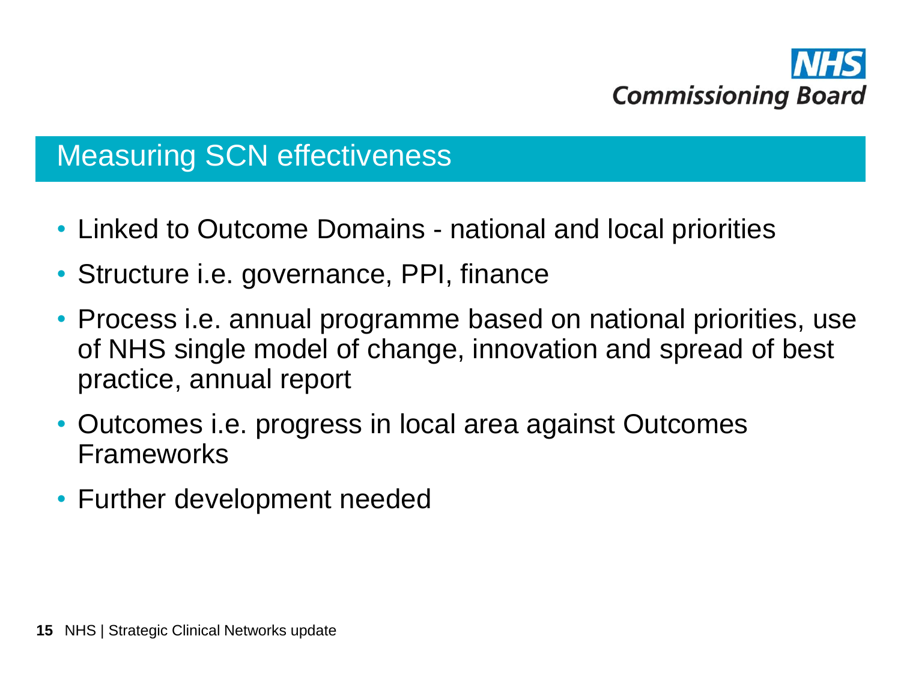# Measuring SCN effectiveness

- Linked to Outcome Domains - national and local priorities
- Structure i.e. governance, PPI, finance
- Process i.e. annual programme based on national priorities, use of NHS single model of change, innovation and spread of best practice, annual report
- Outcomes i.e. progress in local area against Outcomes Frameworks
- Further development needed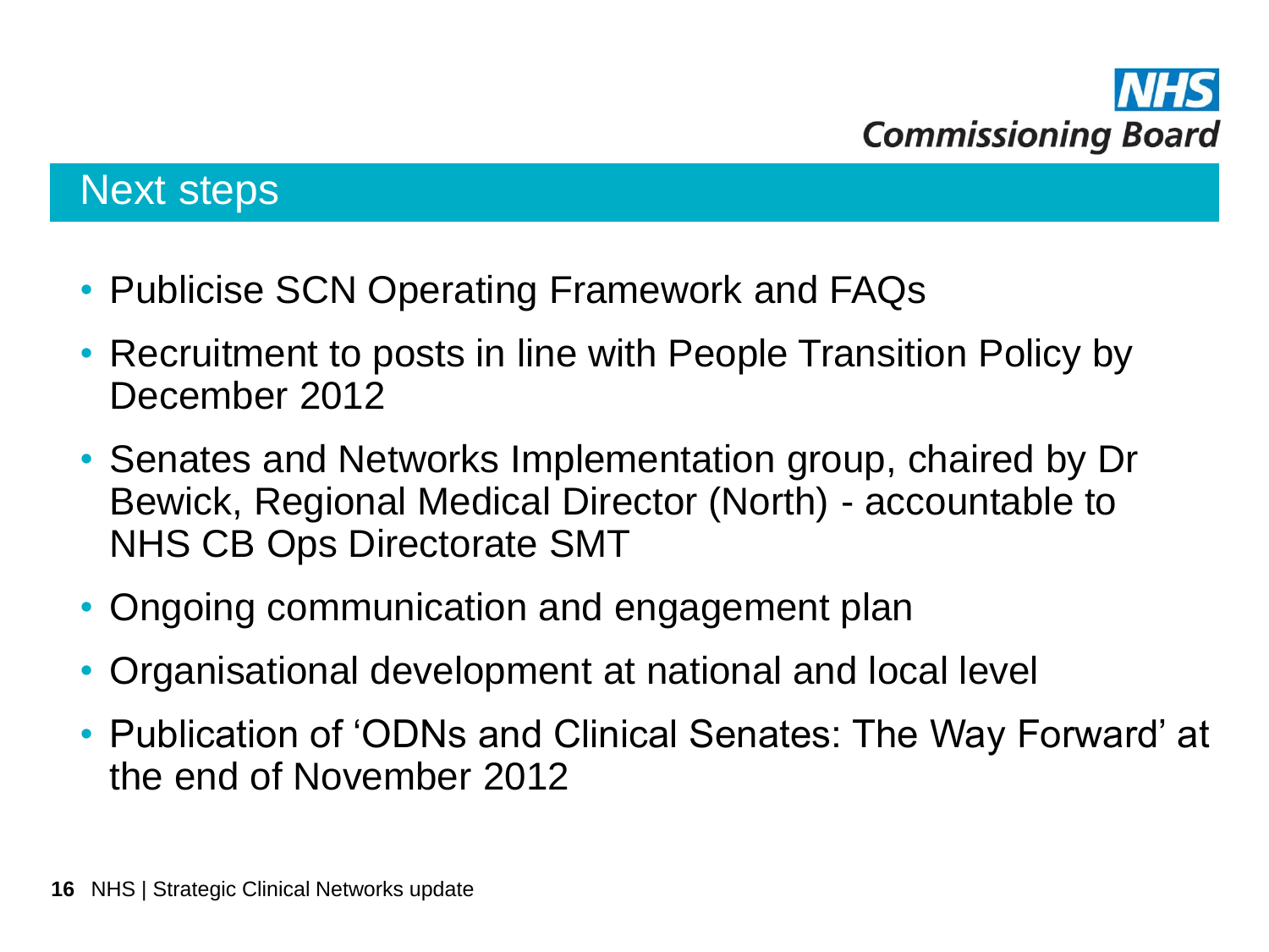## Next steps

- Publicise SCN Operating Framework and FAQs
- Recruitment to posts in line with People Transition Policy by December 2012
- Senates and Networks Implementation group, chaired by Dr Bewick, Regional Medical Director (North) - accountable to NHS CB Ops Directorate SMT
- Ongoing communication and engagement plan
- Organisational development at national and local level
- Publication of 'ODNs and Clinical Senates: The Way Forward' at the end of November 2012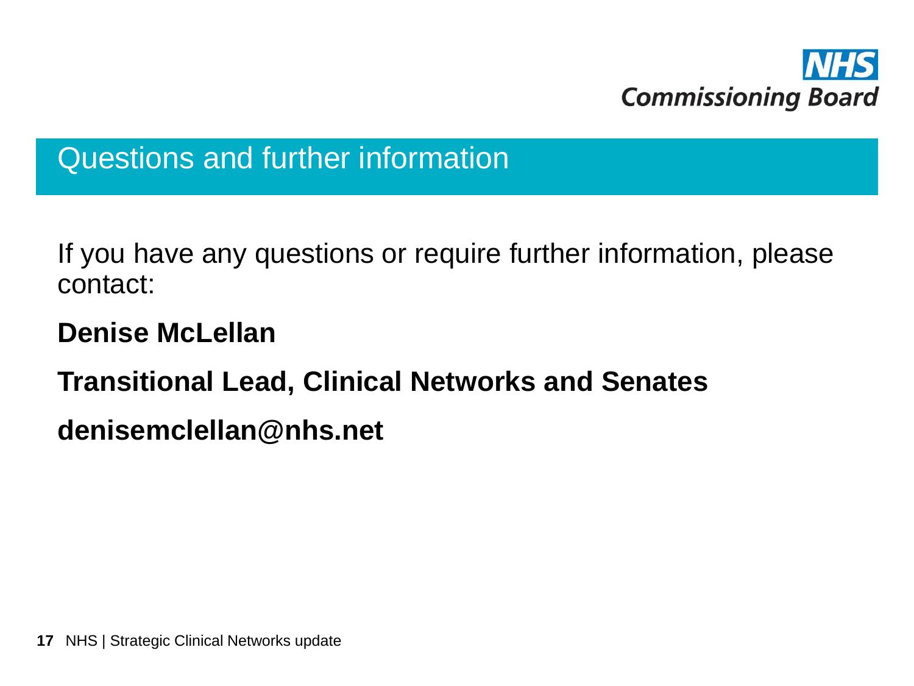## Questions and further information

If you have any questions or require further information, please contact:

**Denise McLellan**

**Transitional Lead, Clinical Networks and Senates**

**denisemclellan@nhs.net**